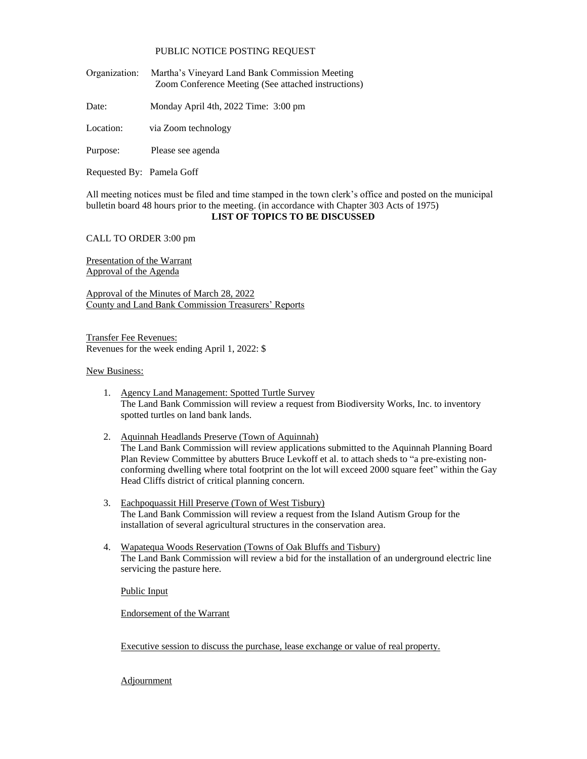PUBLIC NOTICE POSTING REQUEST

Organization: Martha's Vineyard Land Bank Commission Meeting
Zoom Conference Meeting (See attached instructions)

Date: Monday April 4th, 2022 Time: 3:00 pm

Location: via Zoom technology

Purpose: Please see agenda

Requested By: Pamela Goff

All meeting notices must be filed and time stamped in the town clerk's office and posted on the municipal bulletin board 48 hours prior to the meeting. (in accordance with Chapter 303 Acts of 1975)

**LIST OF TOPICS TO BE DISCUSSED**

CALL TO ORDER 3:00 pm

Presentation of the Warrant
Approval of the Agenda

Approval of the Minutes of March 28, 2022
County and Land Bank Commission Treasurers' Reports

Transfer Fee Revenues:
Revenues for the week ending April 1, 2022: $

New Business:

1. Agency Land Management: Spotted Turtle Survey
   The Land Bank Commission will review a request from Biodiversity Works, Inc. to inventory spotted turtles on land bank lands.

2. Aquinnah Headlands Preserve (Town of Aquinnah)
   The Land Bank Commission will review applications submitted to the Aquinnah Planning Board Plan Review Committee by abutters Bruce Levkoff et al. to attach sheds to "a pre-existing non-conforming dwelling where total footprint on the lot will exceed 2000 square feet" within the Gay Head Cliffs district of critical planning concern.

3. Eachpoquassit Hill Preserve (Town of West Tisbury)
   The Land Bank Commission will review a request from the Island Autism Group for the installation of several agricultural structures in the conservation area.

4. Wapatequa Woods Reservation (Towns of Oak Bluffs and Tisbury)
   The Land Bank Commission will review a bid for the installation of an underground electric line servicing the pasture here.

   Public Input

   Endorsement of the Warrant

   Executive session to discuss the purchase, lease exchange or value of real property.

   Adjournment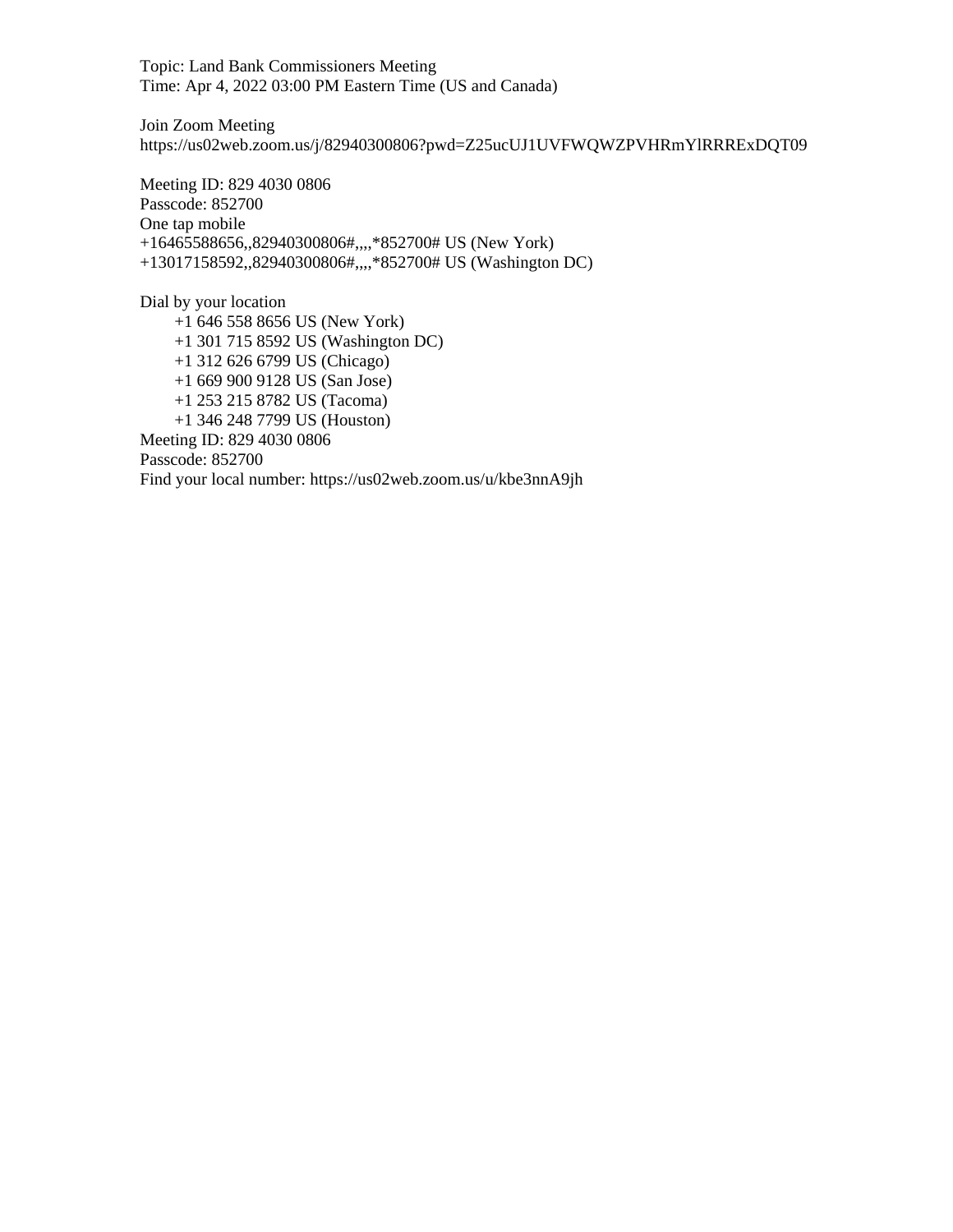Topic: Land Bank Commissioners Meeting
Time: Apr 4, 2022 03:00 PM Eastern Time (US and Canada)

Join Zoom Meeting
https://us02web.zoom.us/j/82940300806?pwd=Z25ucUJ1UVFWQWZPVHRmYlRRRExDQT09

Meeting ID: 829 4030 0806
Passcode: 852700
One tap mobile
+16465588656,,82940300806#,,,,*852700# US (New York)
+13017158592,,82940300806#,,,,*852700# US (Washington DC)

Dial by your location
- +1 646 558 8656 US (New York)
- +1 301 715 8592 US (Washington DC)
- +1 312 626 6799 US (Chicago)
- +1 669 900 9128 US (San Jose)
- +1 253 215 8782 US (Tacoma)
- +1 346 248 7799 US (Houston)

Meeting ID: 829 4030 0806
Passcode: 852700
Find your local number: https://us02web.zoom.us/u/kbe3nnA9jh